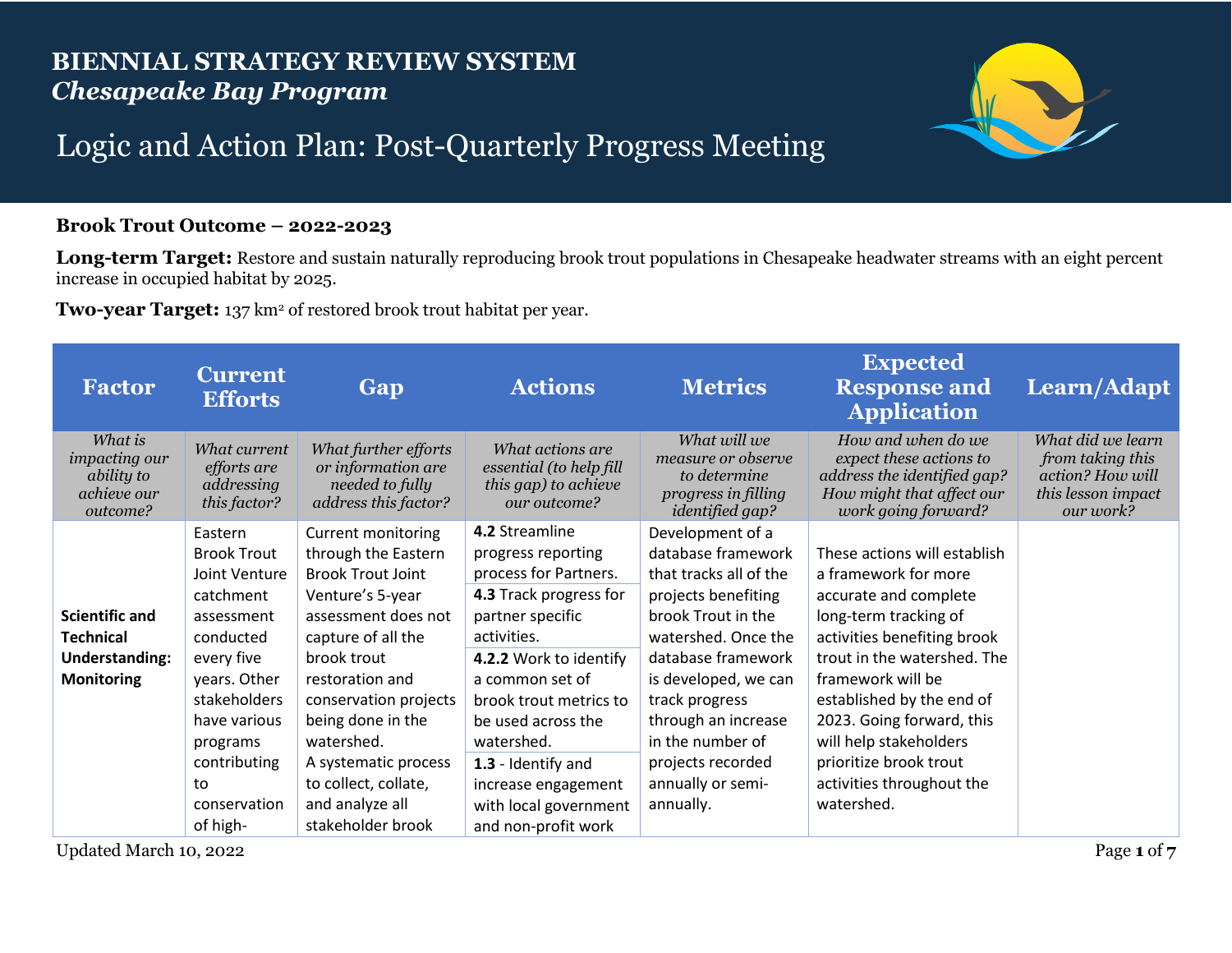# BIENNIAL STRATEGY REVIEW SYSTEM
## *Chesapeake Bay Program*

# Logic and Action Plan: Post-Quarterly Progress Meeting

**Brook Trout Outcome – 2022-2023**

**Long-term Target:** Restore and sustain naturally reproducing brook trout populations in Chesapeake headwater streams with an eight percent increase in occupied habitat by 2025.

**Two-year Target:** 137 km$^2$ of restored brook trout habitat per year.

| Factor | Current Efforts | Gap | Actions | Metrics | Expected Response and Application | Learn/Adapt |
|---|---|---|---|---|---|---|
| *What is impacting our ability to achieve our outcome?* | *What current efforts are addressing this factor?* | *What further efforts or information are needed to fully address this factor?* | *What actions are essential (to help fill this gap) to achieve our outcome?* | *What will we measure or observe to determine progress in filling identified gap?* | *How and when do we expect these actions to address the identified gap? How might that affect our work going forward?* | *What did we learn from taking this action? How will this lesson impact our work?* |
| **Scientific and Technical Understanding: Monitoring** | Eastern Brook Trout Joint Venture catchment assessment conducted every five years. Other stakeholders have various programs contributing to conservation of high- | Current monitoring through the Eastern Brook Trout Joint Venture's 5-year assessment does not capture of all the brook trout restoration and conservation projects being done in the watershed. A systematic process to collect, collate, and analyze all stakeholder brook | **4.2** Streamline progress reporting process for Partners. **4.3** Track progress for partner specific activities. **4.2.2** Work to identify a common set of brook trout metrics to be used across the watershed. **1.3** - Identify and increase engagement with local government and non-profit work | Development of a database framework that tracks all of the projects benefiting brook Trout in the watershed. Once the database framework is developed, we can track progress through an increase in the number of projects recorded annually or semi-annually. | These actions will establish a framework for more accurate and complete long-term tracking of activities benefiting brook trout in the watershed. The framework will be established by the end of 2023. Going forward, this will help stakeholders prioritize brook trout activities throughout the watershed. | |

Updated March 10, 2022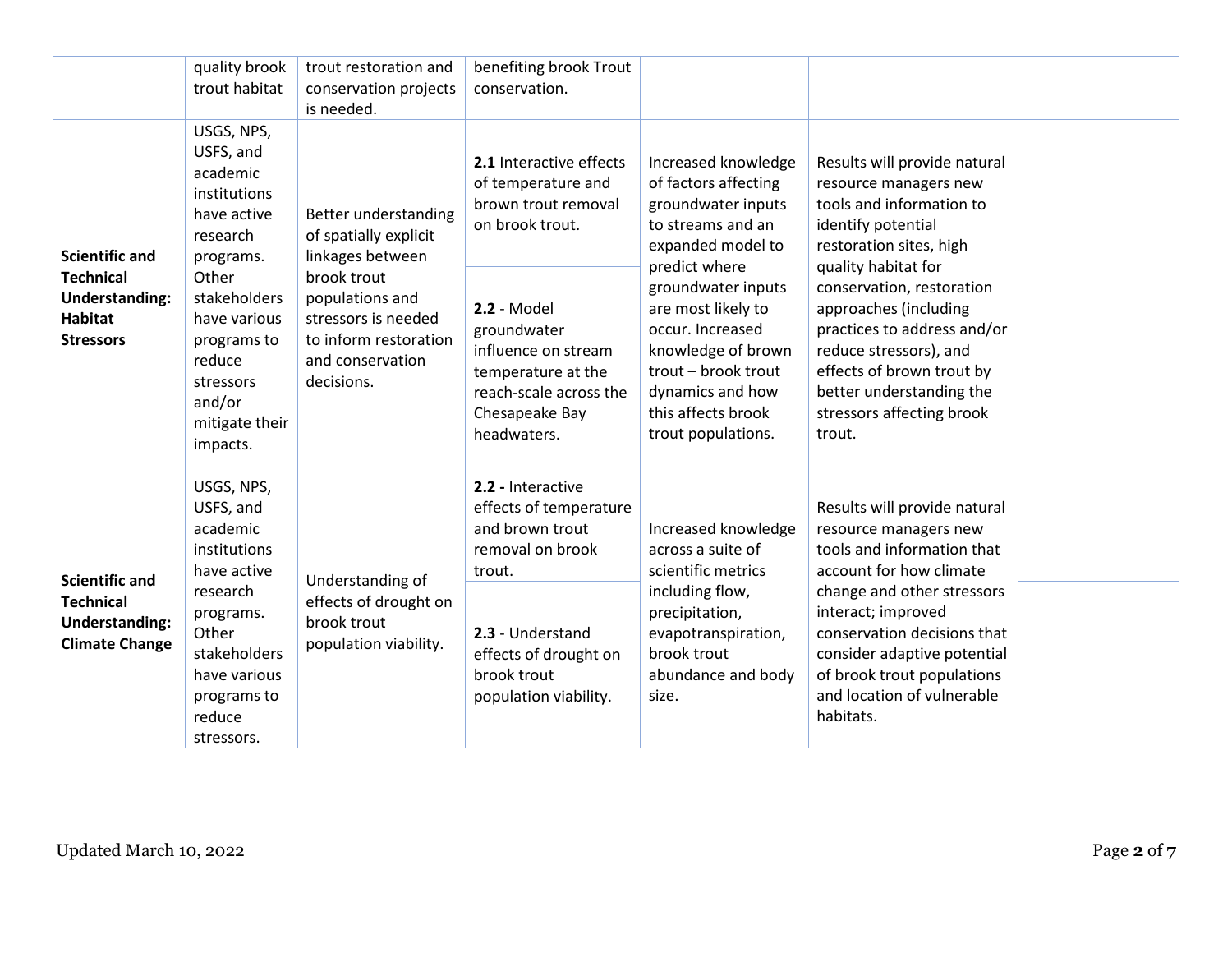| | | | | | | |
|---|---|---|---|---|---|---|
| | quality brook trout habitat | trout restoration and conservation projects is needed. | benefiting brook Trout conservation. | | | |
| **Scientific and Technical Understanding: Habitat Stressors** | USGS, NPS, USFS, and academic institutions have active research programs. Other stakeholders have various programs to reduce stressors and/or mitigate their impacts. | Better understanding of spatially explicit linkages between brook trout populations and stressors is needed to inform restoration and conservation decisions. | **2.1** Interactive effects of temperature and brown trout removal on brook trout. | Increased knowledge of factors affecting groundwater inputs to streams and an expanded model to predict where groundwater inputs are most likely to occur. Increased knowledge of brown trout – brook trout dynamics and how this affects brook trout populations. | Results will provide natural resource managers new tools and information to identify potential restoration sites, high quality habitat for conservation, restoration approaches (including practices to address and/or reduce stressors), and effects of brown trout by better understanding the stressors affecting brook trout. | |
| | | | **2.2** - Model groundwater influence on stream temperature at the reach-scale across the Chesapeake Bay headwaters. | | | |
| **Scientific and Technical Understanding: Climate Change** | USGS, NPS, USFS, and academic institutions have active research programs. Other stakeholders have various programs to reduce stressors. | Understanding of effects of drought on brook trout population viability. | **2.2 -** Interactive effects of temperature and brown trout removal on brook trout. | Increased knowledge across a suite of scientific metrics including flow, precipitation, evapotranspiration, brook trout abundance and body size. | Results will provide natural resource managers new tools and information that account for how climate change and other stressors interact; improved conservation decisions that consider adaptive potential of brook trout populations and location of vulnerable habitats. | |
| | | | **2.3** - Understand effects of drought on brook trout population viability. | | | |

Updated March 10, 2022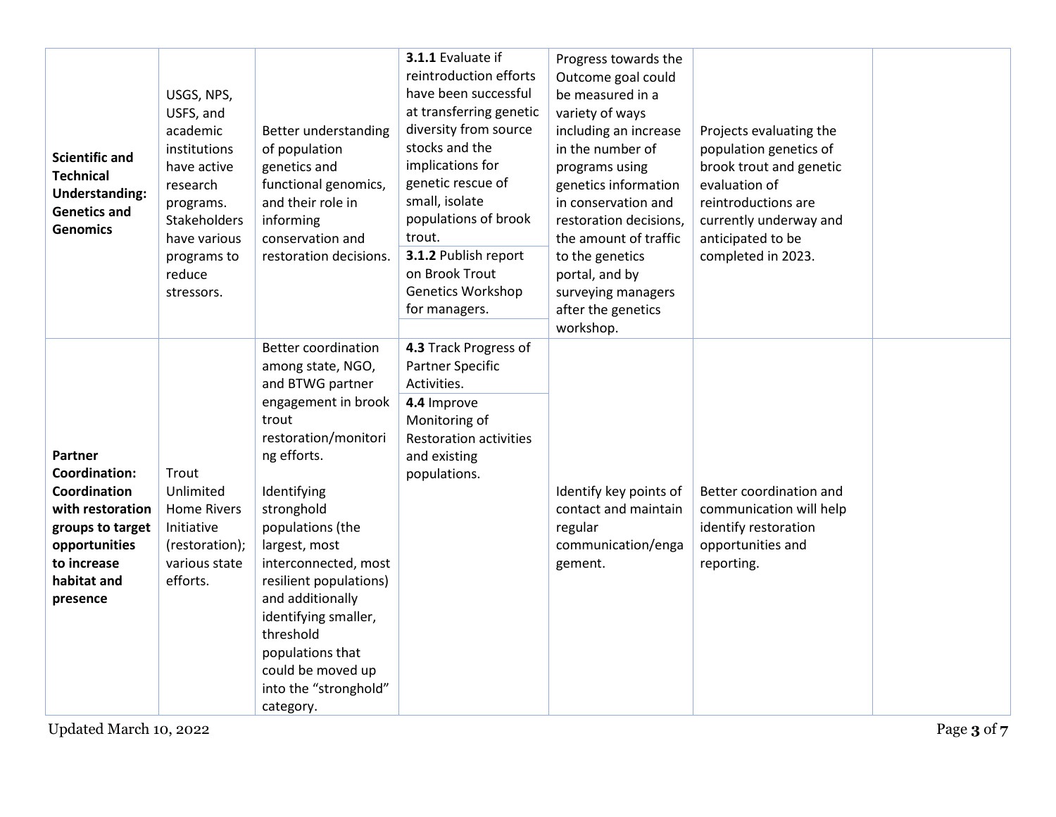| **Scientific and Technical Understanding: Genetics and Genomics** | USGS, NPS, USFS, and academic institutions have active research programs. Stakeholders have various programs to reduce stressors. | Better understanding of population genetics and functional genomics, and their role in informing conservation and restoration decisions. | **3.1.1** Evaluate if reintroduction efforts have been successful at transferring genetic diversity from source stocks and the implications for genetic rescue of small, isolate populations of brook trout. **3.1.2** Publish report on Brook Trout Genetics Workshop for managers. | Progress towards the Outcome goal could be measured in a variety of ways including an increase in the number of programs using genetics information in conservation and restoration decisions, the amount of traffic to the genetics portal, and by surveying managers after the genetics workshop. | Projects evaluating the population genetics of brook trout and genetic evaluation of reintroductions are currently underway and anticipated to be completed in 2023. | |
|---|---|---|---|---|---|---|
| **Partner Coordination: Coordination with restoration groups to target opportunities to increase habitat and presence** | Trout Unlimited Home Rivers Initiative (restoration); various state efforts. | Better coordination among state, NGO, and BTWG partner engagement in brook trout restoration/monitoring efforts. Identifying stronghold populations (the largest, most interconnected, most resilient populations) and additionally identifying smaller, threshold populations that could be moved up into the "stronghold" category. | **4.3** Track Progress of Partner Specific Activities. **4.4** Improve Monitoring of Restoration activities and existing populations. | Identify key points of contact and maintain regular communication/engagement. | Better coordination and communication will help identify restoration opportunities and reporting. | |

Updated March 10, 2022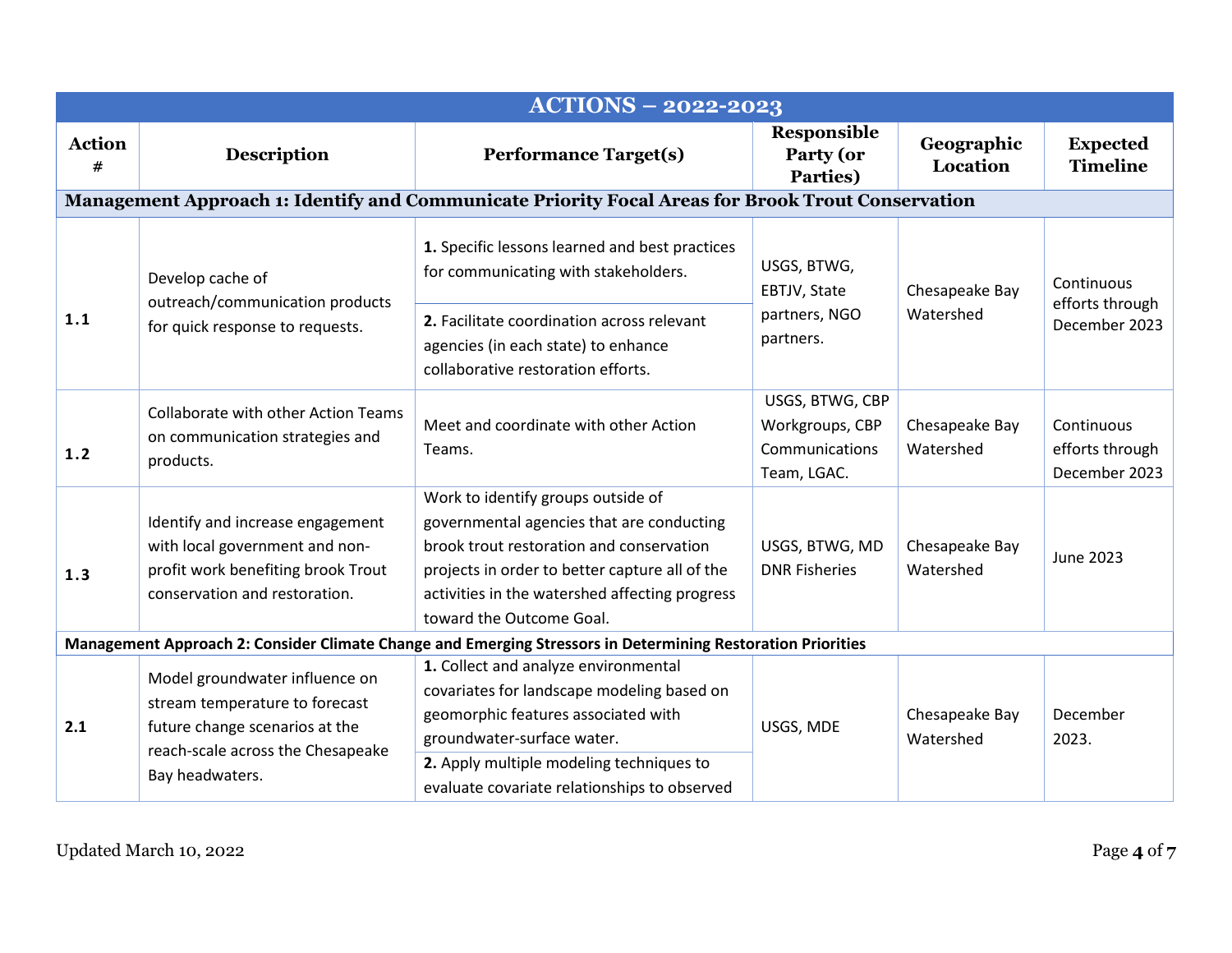| ACTIONS – 2022-2023 | | | | | |
|---|---|---|---|---|---|
| **Action #** | **Description** | **Performance Target(s)** | **Responsible Party (or Parties)** | **Geographic Location** | **Expected Timeline** |
| **Management Approach 1: Identify and Communicate Priority Focal Areas for Brook Trout Conservation** | | | | | |
| **1.1** | Develop cache of outreach/communication products for quick response to requests. | **1.** Specific lessons learned and best practices for communicating with stakeholders.<br>**2.** Facilitate coordination across relevant agencies (in each state) to enhance collaborative restoration efforts. | USGS, BTWG, EBTJV, State partners, NGO partners. | Chesapeake Bay Watershed | Continuous efforts through December 2023 |
| **1.2** | Collaborate with other Action Teams on communication strategies and products. | Meet and coordinate with other Action Teams. | USGS, BTWG, CBP Workgroups, CBP Communications Team, LGAC. | Chesapeake Bay Watershed | Continuous efforts through December 2023 |
| **1.3** | Identify and increase engagement with local government and non-profit work benefiting brook Trout conservation and restoration. | Work to identify groups outside of governmental agencies that are conducting brook trout restoration and conservation projects in order to better capture all of the activities in the watershed affecting progress toward the Outcome Goal. | USGS, BTWG, MD DNR Fisheries | Chesapeake Bay Watershed | June 2023 |
| **Management Approach 2: Consider Climate Change and Emerging Stressors in Determining Restoration Priorities** | | | | | |
| **2.1** | Model groundwater influence on stream temperature to forecast future change scenarios at the reach-scale across the Chesapeake Bay headwaters. | **1.** Collect and analyze environmental covariates for landscape modeling based on geomorphic features associated with groundwater-surface water.<br>**2.** Apply multiple modeling techniques to evaluate covariate relationships to observed | USGS, MDE | Chesapeake Bay Watershed | December 2023. |

Updated March 10, 2022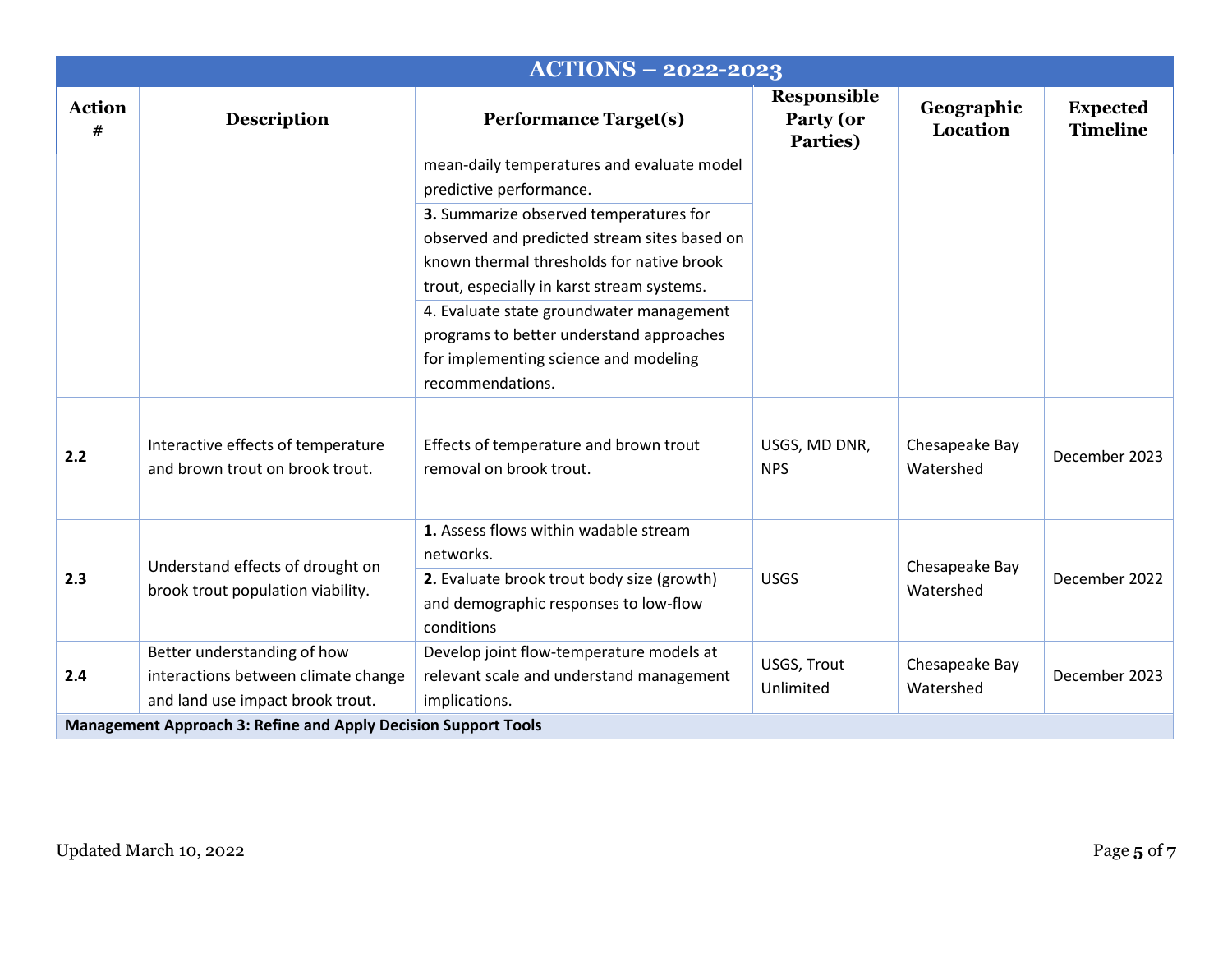| ACTIONS – 2022-2023 | | | | | |
|---|---|---|---|---|---|
| **Action #** | **Description** | **Performance Target(s)** | **Responsible Party (or Parties)** | **Geographic Location** | **Expected Timeline** |
| | | mean-daily temperatures and evaluate model predictive performance. | | | |
| | | **3.** Summarize observed temperatures for observed and predicted stream sites based on known thermal thresholds for native brook trout, especially in karst stream systems. | | | |
| | | 4. Evaluate state groundwater management programs to better understand approaches for implementing science and modeling recommendations. | | | |
| **2.2** | Interactive effects of temperature and brown trout on brook trout. | Effects of temperature and brown trout removal on brook trout. | USGS, MD DNR, NPS | Chesapeake Bay Watershed | December 2023 |
| **2.3** | Understand effects of drought on brook trout population viability. | **1.** Assess flows within wadable stream networks. | USGS | Chesapeake Bay Watershed | December 2022 |
| | | **2.** Evaluate brook trout body size (growth) and demographic responses to low-flow conditions | | | |
| **2.4** | Better understanding of how interactions between climate change and land use impact brook trout. | Develop joint flow-temperature models at relevant scale and understand management implications. | USGS, Trout Unlimited | Chesapeake Bay Watershed | December 2023 |
| **Management Approach 3: Refine and Apply Decision Support Tools** | | | | | |

Updated March 10, 2022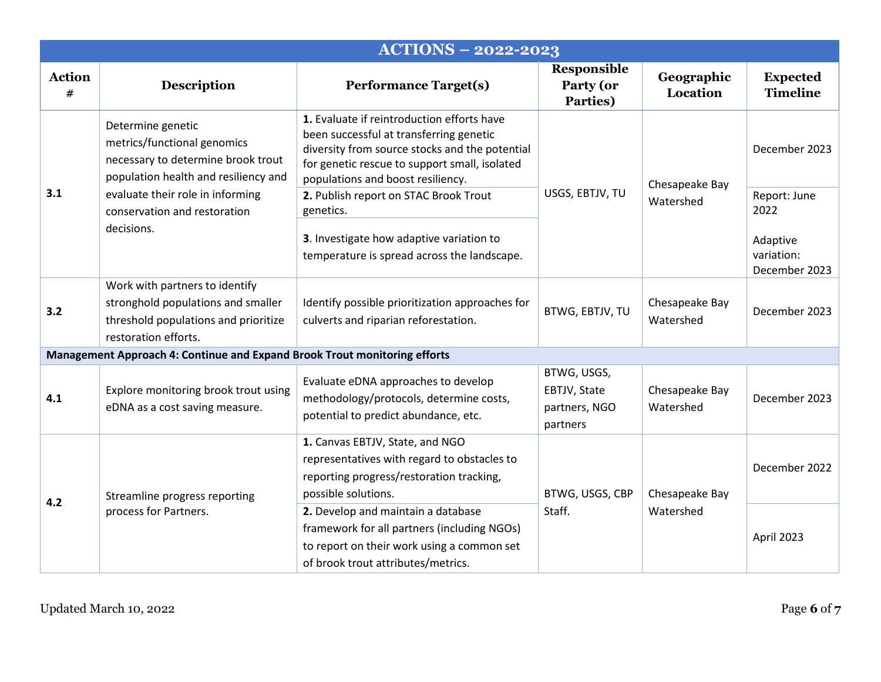| ACTIONS – 2022-2023 | | | | | |
|---|---|---|---|---|---|
| **Action #** | **Description** | **Performance Target(s)** | **Responsible Party (or Parties)** | **Geographic Location** | **Expected Timeline** |
| 3.1 | Determine genetic metrics/functional genomics necessary to determine brook trout population health and resiliency and evaluate their role in informing conservation and restoration decisions. | **1.** Evaluate if reintroduction efforts have been successful at transferring genetic diversity from source stocks and the potential for genetic rescue to support small, isolated populations and boost resiliency. | USGS, EBTJV, TU | Chesapeake Bay Watershed | December 2023 |
| | | **2.** Publish report on STAC Brook Trout genetics. | | | Report: June 2022 |
| | | **3**. Investigate how adaptive variation to temperature is spread across the landscape. | | | Adaptive variation: December 2023 |
| 3.2 | Work with partners to identify stronghold populations and smaller threshold populations and prioritize restoration efforts. | Identify possible prioritization approaches for culverts and riparian reforestation. | BTWG, EBTJV, TU | Chesapeake Bay Watershed | December 2023 |
| **Management Approach 4: Continue and Expand Brook Trout monitoring efforts** | | | | | |
| 4.1 | Explore monitoring brook trout using eDNA as a cost saving measure. | Evaluate eDNA approaches to develop methodology/protocols, determine costs, potential to predict abundance, etc. | BTWG, USGS, EBTJV, State partners, NGO partners | Chesapeake Bay Watershed | December 2023 |
| 4.2 | Streamline progress reporting process for Partners. | **1.** Canvas EBTJV, State, and NGO representatives with regard to obstacles to reporting progress/restoration tracking, possible solutions. | BTWG, USGS, CBP Staff. | Chesapeake Bay Watershed | December 2022 |
| | | **2.** Develop and maintain a database framework for all partners (including NGOs) to report on their work using a common set of brook trout attributes/metrics. | | | April 2023 |

Updated March 10, 2022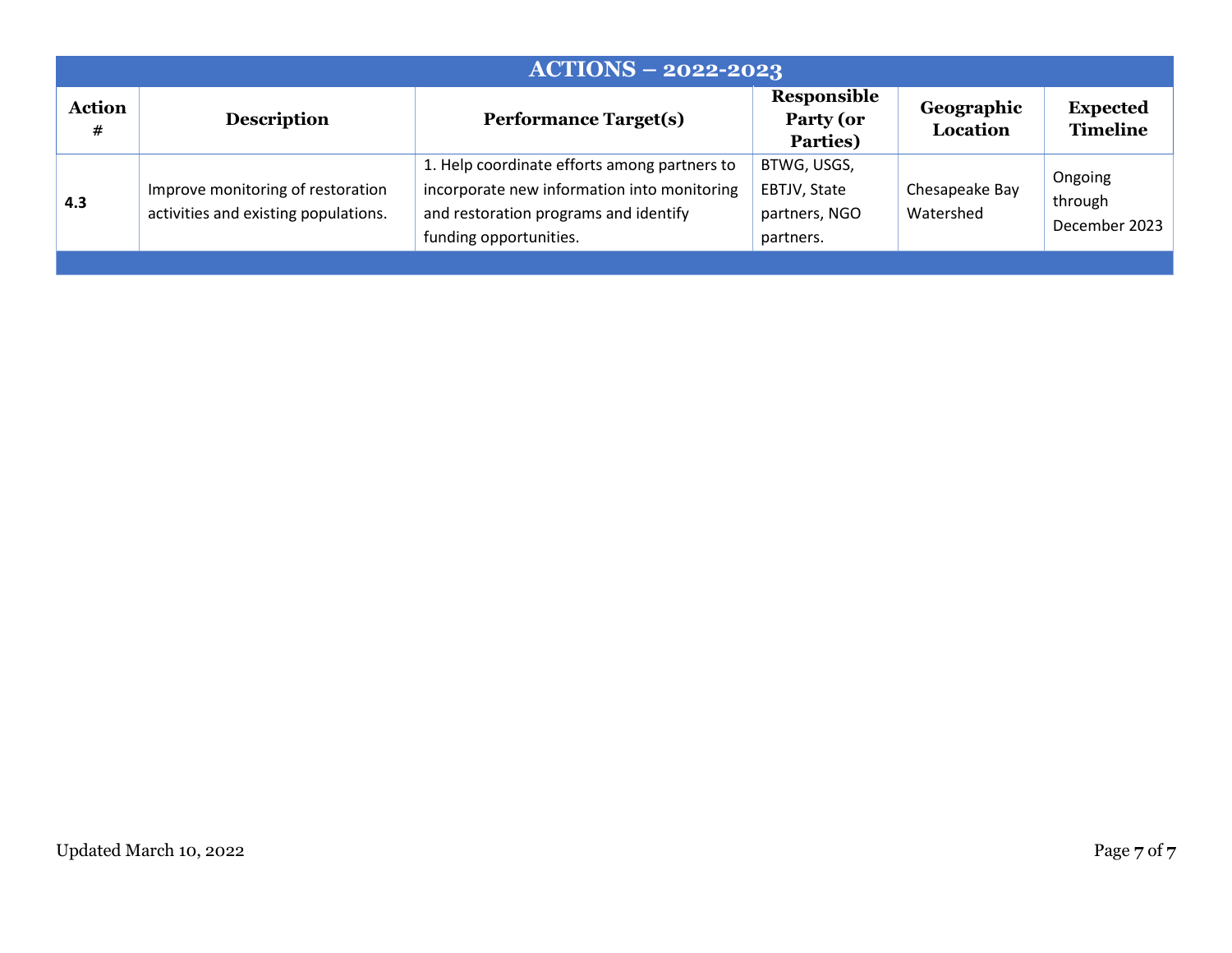| ACTIONS – 2022-2023 | | | | | |
|---|---|---|---|---|---|
| **Action #** | **Description** | **Performance Target(s)** | **Responsible Party (or Parties)** | **Geographic Location** | **Expected Timeline** |
| **4.3** | Improve monitoring of restoration activities and existing populations. | 1. Help coordinate efforts among partners to incorporate new information into monitoring and restoration programs and identify funding opportunities. | BTWG, USGS, EBTJV, State partners, NGO partners. | Chesapeake Bay Watershed | Ongoing through December 2023 |

Updated March 10, 2022